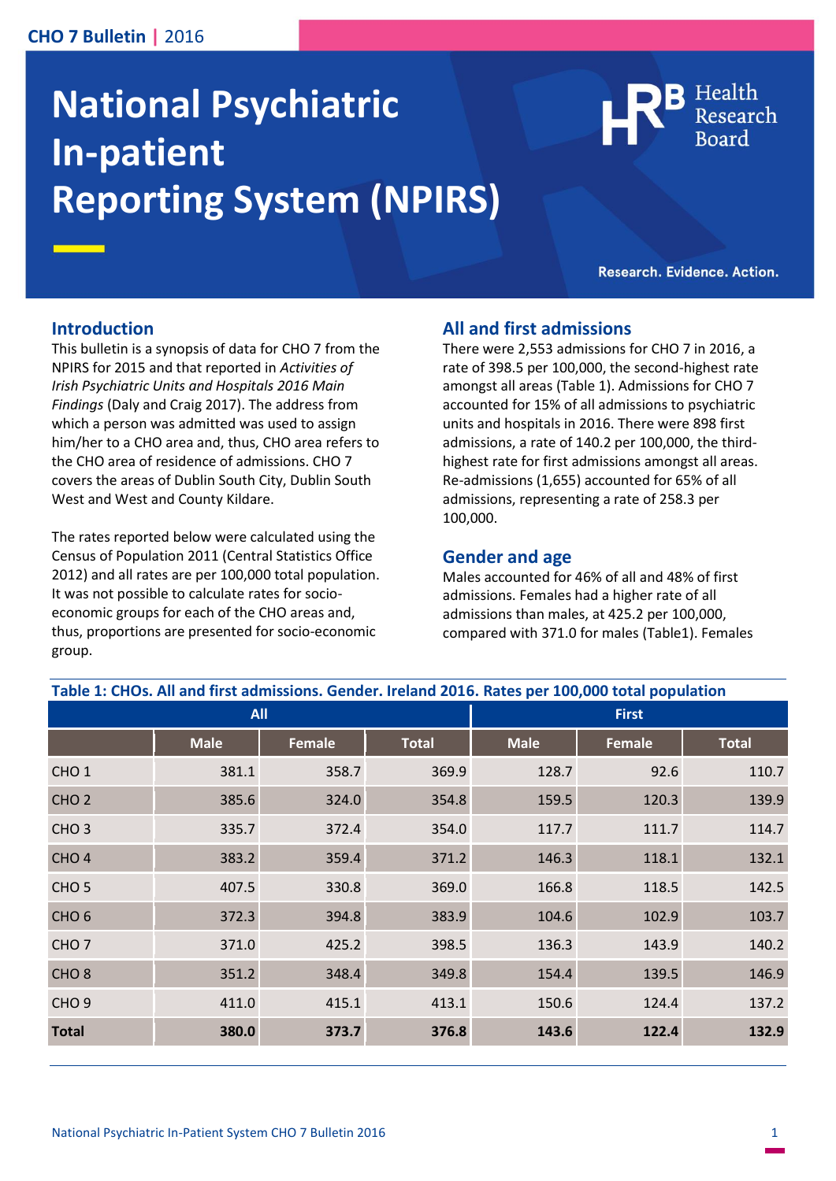# National Psychiatric In-patient Reporting System (NPIRS)

Health Research Board

Research. Evidence. Action.

## Introduction

This bulletin is a synopsis of data for CHO 7 from the NPIRS for 2015 and that reported in *Activities of Irish Psychiatric Units and Hospitals 2016 Main Findings* (Daly and Craig 2017). The address from which a person was admitted was used to assign him/her to a CHO area and, thus, CHO area refers to the CHO area of residence of admissions. CHO 7 covers the areas of Dublin South City, Dublin South West and West and County Kildare.

The rates reported below were calculated using the Census of Population 2011 (Central Statistics Office 2012) and all rates are per 100,000 total population. It was not possible to calculate rates for socio-economic groups for each of the CHO areas and, thus, proportions are presented for socio-economic group.

## All and first admissions

There were 2,553 admissions for CHO 7 in 2016, a rate of 398.5 per 100,000, the second-highest rate amongst all areas (Table 1). Admissions for CHO 7 accounted for 15% of all admissions to psychiatric units and hospitals in 2016. There were 898 first admissions, a rate of 140.2 per 100,000, the third-highest rate for first admissions amongst all areas. Re-admissions (1,655) accounted for 65% of all admissions, representing a rate of 258.3 per 100,000.

## Gender and age

Males accounted for 46% of all and 48% of first admissions. Females had a higher rate of all admissions than males, at 425.2 per 100,000, compared with 371.0 for males (Table1). Females

**Table 1: CHOs. All and first admissions. Gender. Ireland 2016. Rates per 100,000 total population**

| | All | | | First | | |
|---|---|---|---|---|---|---|
| | Male | Female | Total | Male | Female | Total |
| CHO 1 | 381.1 | 358.7 | 369.9 | 128.7 | 92.6 | 110.7 |
| CHO 2 | 385.6 | 324.0 | 354.8 | 159.5 | 120.3 | 139.9 |
| CHO 3 | 335.7 | 372.4 | 354.0 | 117.7 | 111.7 | 114.7 |
| CHO 4 | 383.2 | 359.4 | 371.2 | 146.3 | 118.1 | 132.1 |
| CHO 5 | 407.5 | 330.8 | 369.0 | 166.8 | 118.5 | 142.5 |
| CHO 6 | 372.3 | 394.8 | 383.9 | 104.6 | 102.9 | 103.7 |
| CHO 7 | 371.0 | 425.2 | 398.5 | 136.3 | 143.9 | 140.2 |
| CHO 8 | 351.2 | 348.4 | 349.8 | 154.4 | 139.5 | 146.9 |
| CHO 9 | 411.0 | 415.1 | 413.1 | 150.6 | 124.4 | 137.2 |
| **Total** | **380.0** | **373.7** | **376.8** | **143.6** | **122.4** | **132.9** |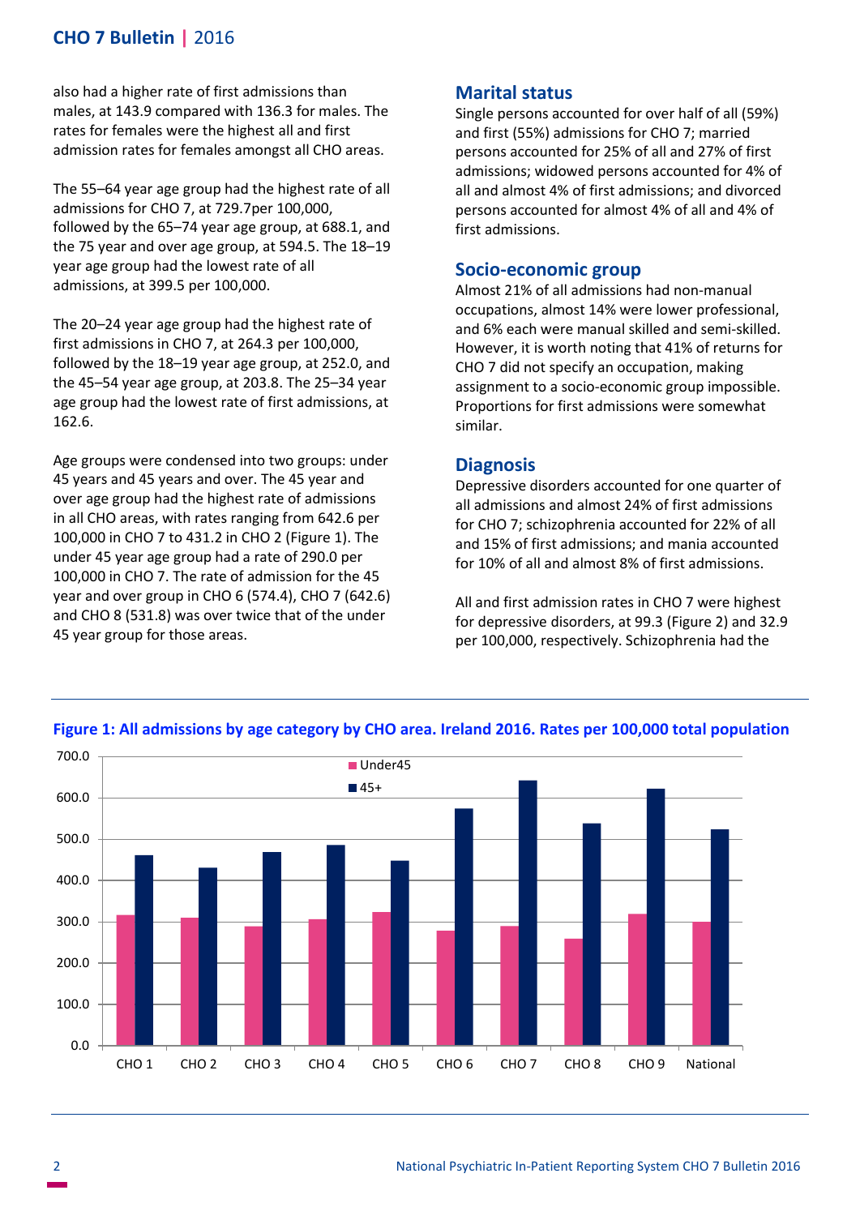also had a higher rate of first admissions than males, at 143.9 compared with 136.3 for males. The rates for females were the highest all and first admission rates for females amongst all CHO areas.

The 55–64 year age group had the highest rate of all admissions for CHO 7, at 729.7per 100,000, followed by the 65–74 year age group, at 688.1, and the 75 year and over age group, at 594.5. The 18–19 year age group had the lowest rate of all admissions, at 399.5 per 100,000.

The 20–24 year age group had the highest rate of first admissions in CHO 7, at 264.3 per 100,000, followed by the 18–19 year age group, at 252.0, and the 45–54 year age group, at 203.8. The 25–34 year age group had the lowest rate of first admissions, at 162.6.

Age groups were condensed into two groups: under 45 years and 45 years and over. The 45 year and over age group had the highest rate of admissions in all CHO areas, with rates ranging from 642.6 per 100,000 in CHO 7 to 431.2 in CHO 2 (Figure 1). The under 45 year age group had a rate of 290.0 per 100,000 in CHO 7. The rate of admission for the 45 year and over group in CHO 6 (574.4), CHO 7 (642.6) and CHO 8 (531.8) was over twice that of the under 45 year group for those areas.

## Marital status

Single persons accounted for over half of all (59%) and first (55%) admissions for CHO 7; married persons accounted for 25% of all and 27% of first admissions; widowed persons accounted for 4% of all and almost 4% of first admissions; and divorced persons accounted for almost 4% of all and 4% of first admissions.

## Socio-economic group

Almost 21% of all admissions had non-manual occupations, almost 14% were lower professional, and 6% each were manual skilled and semi-skilled. However, it is worth noting that 41% of returns for CHO 7 did not specify an occupation, making assignment to a socio-economic group impossible. Proportions for first admissions were somewhat similar.

## Diagnosis

Depressive disorders accounted for one quarter of all admissions and almost 24% of first admissions for CHO 7; schizophrenia accounted for 22% of all and 15% of first admissions; and mania accounted for 10% of all and almost 8% of first admissions.

All and first admission rates in CHO 7 were highest for depressive disorders, at 99.3 (Figure 2) and 32.9 per 100,000, respectively. Schizophrenia had the

**Figure 1: All admissions by age category by CHO area. Ireland 2016. Rates per 100,000 total population**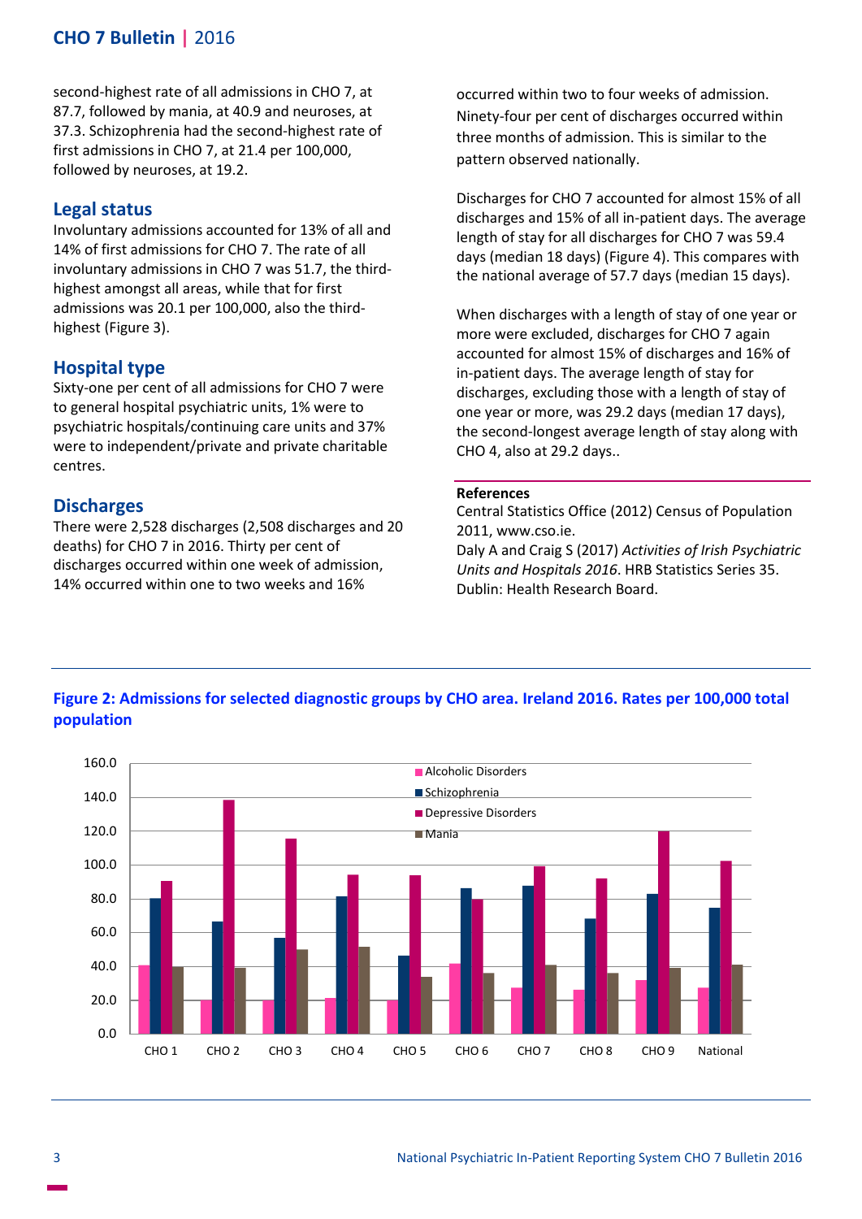second-highest rate of all admissions in CHO 7, at 87.7, followed by mania, at 40.9 and neuroses, at 37.3. Schizophrenia had the second-highest rate of first admissions in CHO 7, at 21.4 per 100,000, followed by neuroses, at 19.2.

## Legal status

Involuntary admissions accounted for 13% of all and 14% of first admissions for CHO 7. The rate of all involuntary admissions in CHO 7 was 51.7, the third-highest amongst all areas, while that for first admissions was 20.1 per 100,000, also the third-highest (Figure 3).

## Hospital type

Sixty-one per cent of all admissions for CHO 7 were to general hospital psychiatric units, 1% were to psychiatric hospitals/continuing care units and 37% were to independent/private and private charitable centres.

## Discharges

There were 2,528 discharges (2,508 discharges and 20 deaths) for CHO 7 in 2016. Thirty per cent of discharges occurred within one week of admission, 14% occurred within one to two weeks and 16% occurred within two to four weeks of admission. Ninety-four per cent of discharges occurred within three months of admission. This is similar to the pattern observed nationally.

Discharges for CHO 7 accounted for almost 15% of all discharges and 15% of all in-patient days. The average length of stay for all discharges for CHO 7 was 59.4 days (median 18 days) (Figure 4). This compares with the national average of 57.7 days (median 15 days).

When discharges with a length of stay of one year or more were excluded, discharges for CHO 7 again accounted for almost 15% of discharges and 16% of in-patient days. The average length of stay for discharges, excluding those with a length of stay of one year or more, was 29.2 days (median 17 days), the second-longest average length of stay along with CHO 4, also at 29.2 days..

**References**

Central Statistics Office (2012) Census of Population 2011, www.cso.ie.

Daly A and Craig S (2017) *Activities of Irish Psychiatric Units and Hospitals 2016*. HRB Statistics Series 35. Dublin: Health Research Board.

**Figure 2: Admissions for selected diagnostic groups by CHO area. Ireland 2016. Rates per 100,000 total population**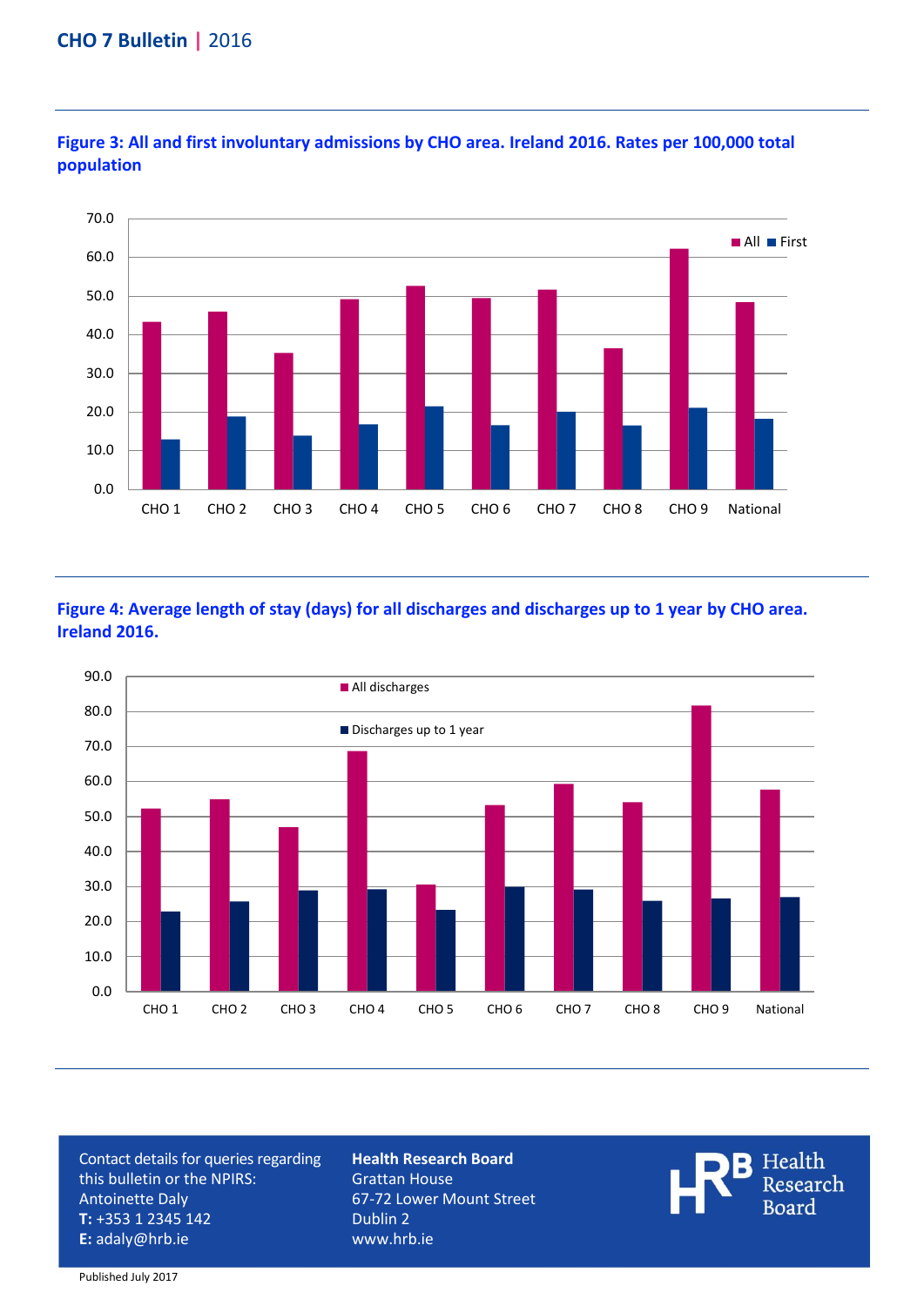**Figure 3: All and first involuntary admissions by CHO area. Ireland 2016. Rates per 100,000 total population**

70.0
60.0
50.0
40.0
30.0
20.0
10.0
0.0

All First

CHO 1 CHO 2 CHO 3 CHO 4 CHO 5 CHO 6 CHO 7 CHO 8 CHO 9 National

**Figure 4: Average length of stay (days) for all discharges and discharges up to 1 year by CHO area. Ireland 2016.**

90.0
80.0
70.0
60.0
50.0
40.0
30.0
20.0
10.0
0.0

All discharges

Discharges up to 1 year

CHO 1 CHO 2 CHO 3 CHO 4 CHO 5 CHO 6 CHO 7 CHO 8 CHO 9 National

Contact details for queries regarding this bulletin or the NPIRS:
Antoinette Daly
**T:** +353 1 2345 142
**E:** adaly@hrb.ie

**Health Research Board**
Grattan House
67-72 Lower Mount Street
Dublin 2
www.hrb.ie

HRB Health Research Board

Published July 2017